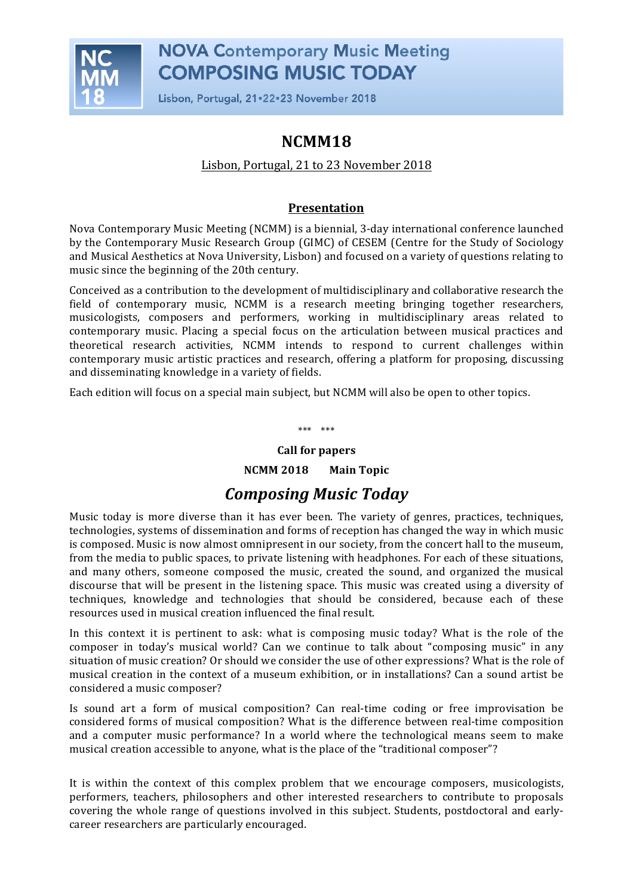NC MM 18

**NOVA Contemporary Music Meeting**
**COMPOSING MUSIC TODAY**

Lisbon, Portugal, 21•22•23 November 2018

# NCMM18

Lisbon, Portugal, 21 to 23 November 2018

## Presentation

Nova Contemporary Music Meeting (NCMM) is a biennial, 3-day international conference launched by the Contemporary Music Research Group (GIMC) of CESEM (Centre for the Study of Sociology and Musical Aesthetics at Nova University, Lisbon) and focused on a variety of questions relating to music since the beginning of the 20th century.

Conceived as a contribution to the development of multidisciplinary and collaborative research the field of contemporary music, NCMM is a research meeting bringing together researchers, musicologists, composers and performers, working in multidisciplinary areas related to contemporary music. Placing a special focus on the articulation between musical practices and theoretical research activities, NCMM intends to respond to current challenges within contemporary music artistic practices and research, offering a platform for proposing, discussing and disseminating knowledge in a variety of fields.

Each edition will focus on a special main subject, but NCMM will also be open to other topics.

\*\*\* \*\*\*

**Call for papers**

**NCMM 2018 Main Topic**

## *Composing Music Today*

Music today is more diverse than it has ever been. The variety of genres, practices, techniques, technologies, systems of dissemination and forms of reception has changed the way in which music is composed. Music is now almost omnipresent in our society, from the concert hall to the museum, from the media to public spaces, to private listening with headphones. For each of these situations, and many others, someone composed the music, created the sound, and organized the musical discourse that will be present in the listening space. This music was created using a diversity of techniques, knowledge and technologies that should be considered, because each of these resources used in musical creation influenced the final result.

In this context it is pertinent to ask: what is composing music today? What is the role of the composer in today's musical world? Can we continue to talk about "composing music" in any situation of music creation? Or should we consider the use of other expressions? What is the role of musical creation in the context of a museum exhibition, or in installations? Can a sound artist be considered a music composer?

Is sound art a form of musical composition? Can real-time coding or free improvisation be considered forms of musical composition? What is the difference between real-time composition and a computer music performance? In a world where the technological means seem to make musical creation accessible to anyone, what is the place of the "traditional composer"?

It is within the context of this complex problem that we encourage composers, musicologists, performers, teachers, philosophers and other interested researchers to contribute to proposals covering the whole range of questions involved in this subject. Students, postdoctoral and early-career researchers are particularly encouraged.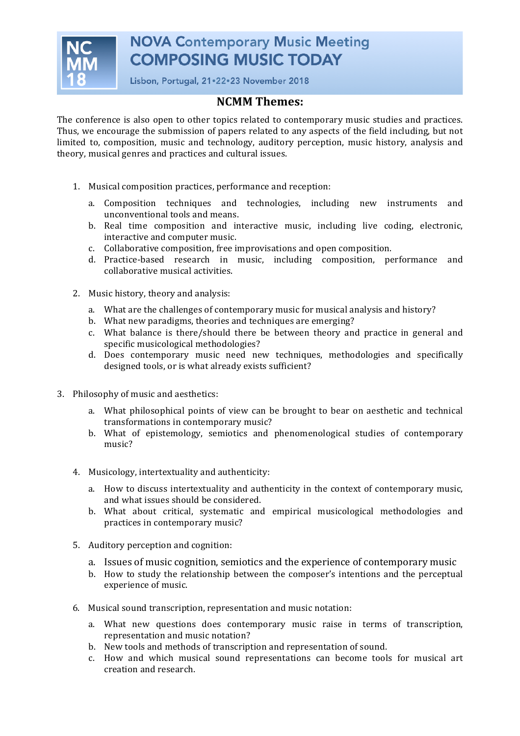## NCMM Themes:

The conference is also open to other topics related to contemporary music studies and practices. Thus, we encourage the submission of papers related to any aspects of the field including, but not limited to, composition, music and technology, auditory perception, music history, analysis and theory, musical genres and practices and cultural issues.

1. Musical composition practices, performance and reception:
   a. Composition techniques and technologies, including new instruments and unconventional tools and means.
   b. Real time composition and interactive music, including live coding, electronic, interactive and computer music.
   c. Collaborative composition, free improvisations and open composition.
   d. Practice-based research in music, including composition, performance and collaborative musical activities.

2. Music history, theory and analysis:
   a. What are the challenges of contemporary music for musical analysis and history?
   b. What new paradigms, theories and techniques are emerging?
   c. What balance is there/should there be between theory and practice in general and specific musicological methodologies?
   d. Does contemporary music need new techniques, methodologies and specifically designed tools, or is what already exists sufficient?

3. Philosophy of music and aesthetics:
   a. What philosophical points of view can be brought to bear on aesthetic and technical transformations in contemporary music?
   b. What of epistemology, semiotics and phenomenological studies of contemporary music?

4. Musicology, intertextuality and authenticity:
   a. How to discuss intertextuality and authenticity in the context of contemporary music, and what issues should be considered.
   b. What about critical, systematic and empirical musicological methodologies and practices in contemporary music?

5. Auditory perception and cognition:
   a. Issues of music cognition, semiotics and the experience of contemporary music
   b. How to study the relationship between the composer's intentions and the perceptual experience of music.

6. Musical sound transcription, representation and music notation:
   a. What new questions does contemporary music raise in terms of transcription, representation and music notation?
   b. New tools and methods of transcription and representation of sound.
   c. How and which musical sound representations can become tools for musical art creation and research.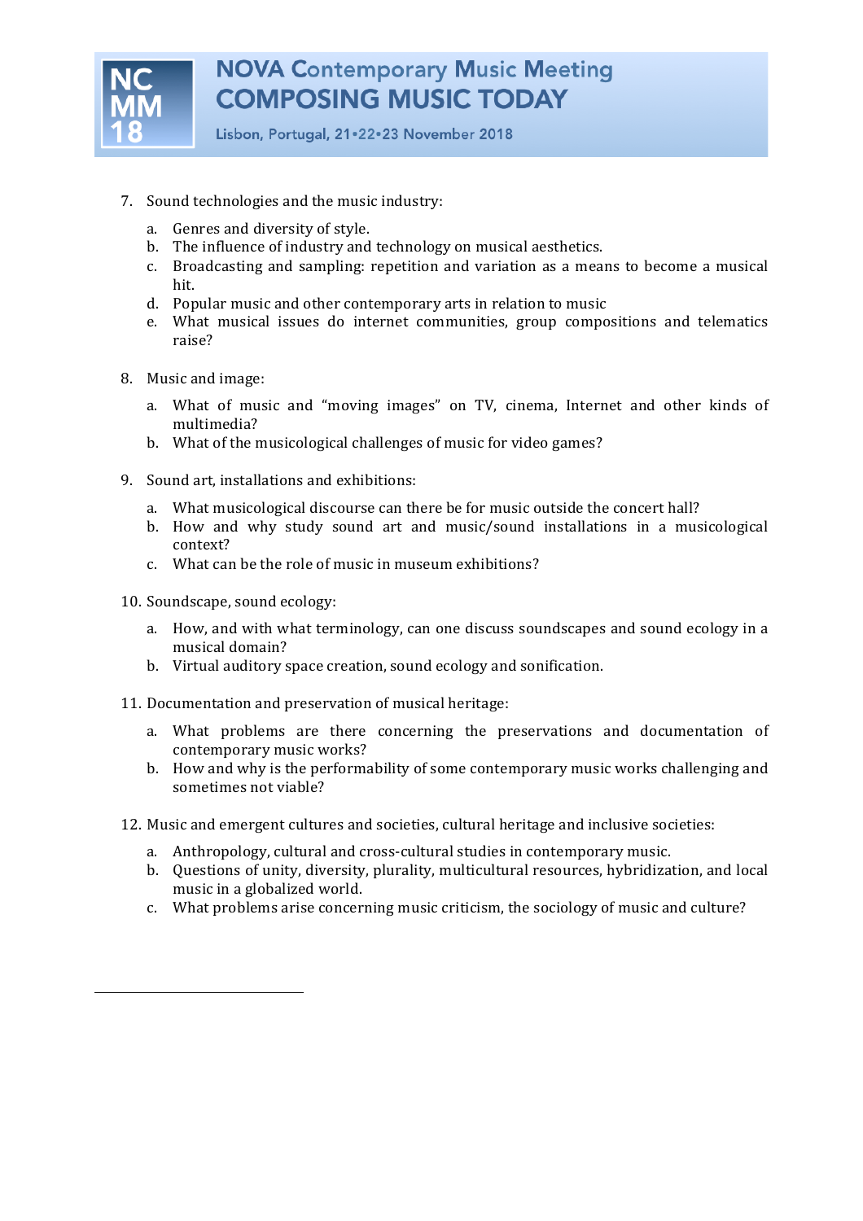7. Sound technologies and the music industry:

    a. Genres and diversity of style.
    b. The influence of industry and technology on musical aesthetics.
    c. Broadcasting and sampling: repetition and variation as a means to become a musical hit.
    d. Popular music and other contemporary arts in relation to music
    e. What musical issues do internet communities, group compositions and telematics raise?

8. Music and image:

    a. What of music and “moving images” on TV, cinema, Internet and other kinds of multimedia?
    b. What of the musicological challenges of music for video games?

9. Sound art, installations and exhibitions:

    a. What musicological discourse can there be for music outside the concert hall?
    b. How and why study sound art and music/sound installations in a musicological context?
    c. What can be the role of music in museum exhibitions?

10. Soundscape, sound ecology:

    a. How, and with what terminology, can one discuss soundscapes and sound ecology in a musical domain?
    b. Virtual auditory space creation, sound ecology and sonification.

11. Documentation and preservation of musical heritage:

    a. What problems are there concerning the preservations and documentation of contemporary music works?
    b. How and why is the performability of some contemporary music works challenging and sometimes not viable?

12. Music and emergent cultures and societies, cultural heritage and inclusive societies:

    a. Anthropology, cultural and cross-cultural studies in contemporary music.
    b. Questions of unity, diversity, plurality, multicultural resources, hybridization, and local music in a globalized world.
    c. What problems arise concerning music criticism, the sociology of music and culture?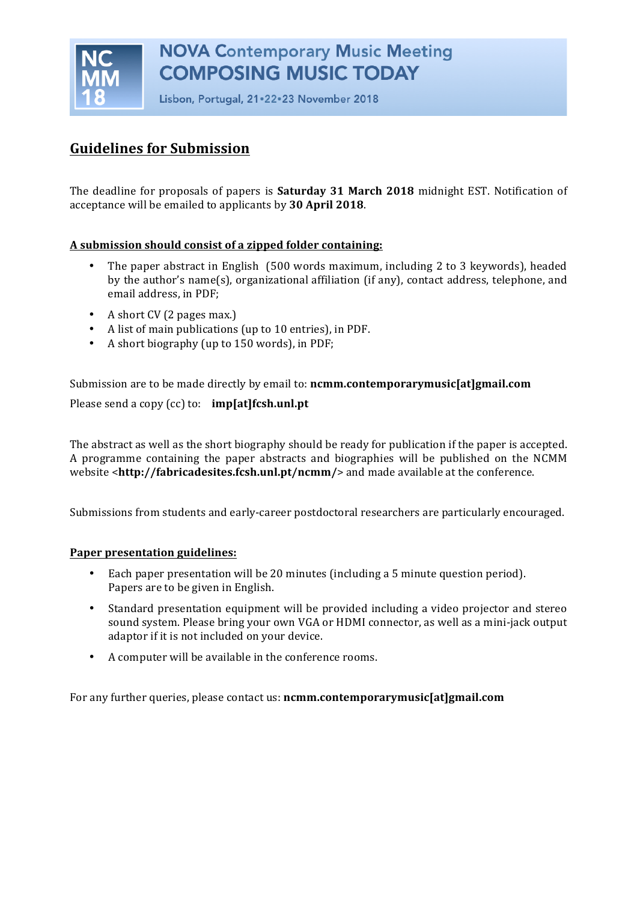NC MM 18

**NOVA Contemporary Music Meeting**
**COMPOSING MUSIC TODAY**

Lisbon, Portugal, 21•22•23 November 2018

## Guidelines for Submission

The deadline for proposals of papers is **Saturday 31 March 2018** midnight EST. Notification of acceptance will be emailed to applicants by **30 April 2018**.

**A submission should consist of a zipped folder containing:**

- The paper abstract in English (500 words maximum, including 2 to 3 keywords), headed by the author's name(s), organizational affiliation (if any), contact address, telephone, and email address, in PDF;
- A short CV (2 pages max.)
- A list of main publications (up to 10 entries), in PDF.
- A short biography (up to 150 words), in PDF;

Submission are to be made directly by email to: **ncmm.contemporarymusic[at]gmail.com**

Please send a copy (cc) to: **imp[at]fcsh.unl.pt**

The abstract as well as the short biography should be ready for publication if the paper is accepted. A programme containing the paper abstracts and biographies will be published on the NCMM website <**http://fabricadesites.fcsh.unl.pt/ncmm/**> and made available at the conference.

Submissions from students and early-career postdoctoral researchers are particularly encouraged.

**Paper presentation guidelines:**

- Each paper presentation will be 20 minutes (including a 5 minute question period). Papers are to be given in English.
- Standard presentation equipment will be provided including a video projector and stereo sound system. Please bring your own VGA or HDMI connector, as well as a mini-jack output adaptor if it is not included on your device.
- A computer will be available in the conference rooms.

For any further queries, please contact us: **ncmm.contemporarymusic[at]gmail.com**